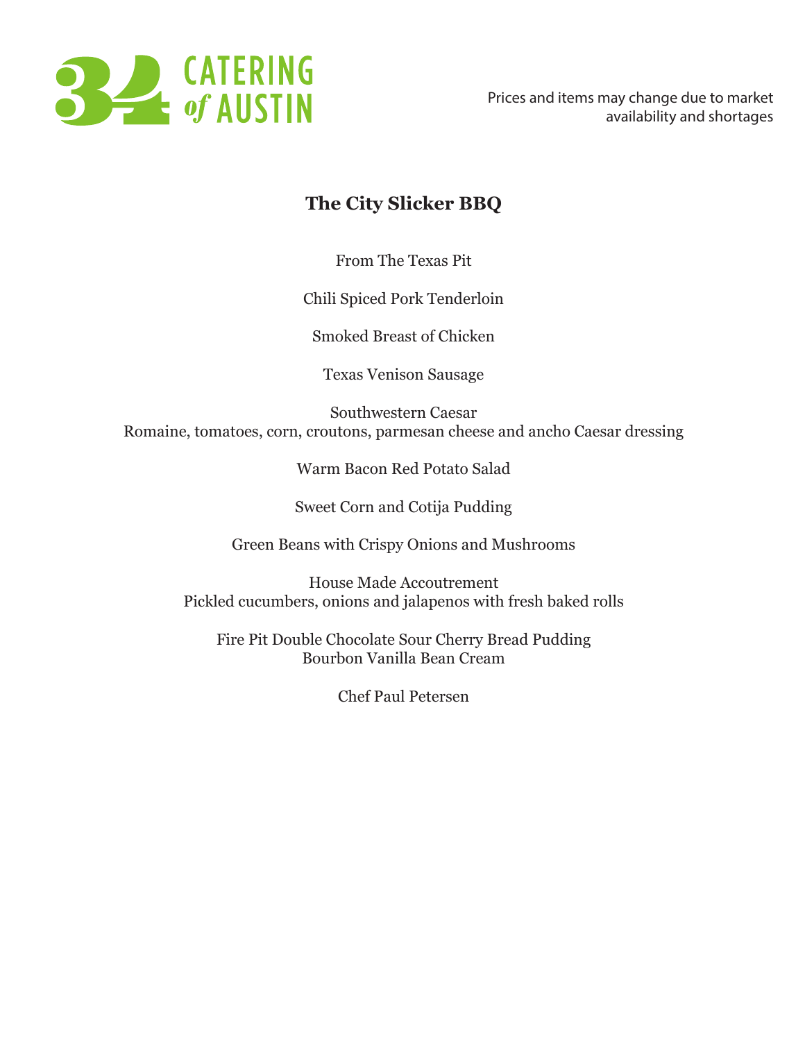34 CATERING of AUSTIN

Prices and items may change due to market availability and shortages

# The City Slicker BBQ

From The Texas Pit

Chili Spiced Pork Tenderloin

Smoked Breast of Chicken

Texas Venison Sausage

Southwestern Caesar
Romaine, tomatoes, corn, croutons, parmesan cheese and ancho Caesar dressing

Warm Bacon Red Potato Salad

Sweet Corn and Cotija Pudding

Green Beans with Crispy Onions and Mushrooms

House Made Accoutrement
Pickled cucumbers, onions and jalapenos with fresh baked rolls

Fire Pit Double Chocolate Sour Cherry Bread Pudding
Bourbon Vanilla Bean Cream

Chef Paul Petersen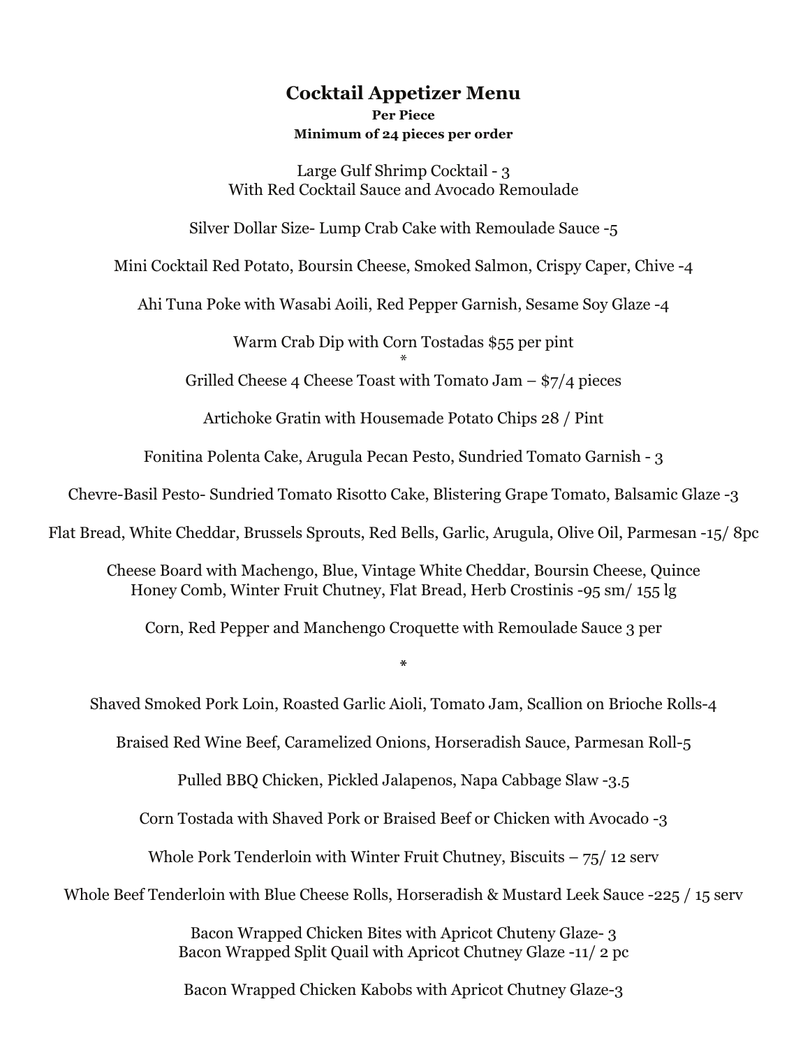## Cocktail Appetizer Menu

**Per Piece**

**Minimum of 24 pieces per order**

Large Gulf Shrimp Cocktail - 3
With Red Cocktail Sauce and Avocado Remoulade

Silver Dollar Size- Lump Crab Cake with Remoulade Sauce -5

Mini Cocktail Red Potato, Boursin Cheese, Smoked Salmon, Crispy Caper, Chive -4

Ahi Tuna Poke with Wasabi Aoili, Red Pepper Garnish, Sesame Soy Glaze -4

Warm Crab Dip with Corn Tostadas $55 per pint

*

Grilled Cheese 4 Cheese Toast with Tomato Jam – $7/4 pieces

Artichoke Gratin with Housemade Potato Chips 28 / Pint

Fonitina Polenta Cake, Arugula Pecan Pesto, Sundried Tomato Garnish - 3

Chevre-Basil Pesto- Sundried Tomato Risotto Cake, Blistering Grape Tomato, Balsamic Glaze -3

Flat Bread, White Cheddar, Brussels Sprouts, Red Bells, Garlic, Arugula, Olive Oil, Parmesan -15/ 8pc

Cheese Board with Machengo, Blue, Vintage White Cheddar, Boursin Cheese, Quince
Honey Comb, Winter Fruit Chutney, Flat Bread, Herb Crostinis -95 sm/ 155 lg

Corn, Red Pepper and Manchengo Croquette with Remoulade Sauce 3 per

*

Shaved Smoked Pork Loin, Roasted Garlic Aioli, Tomato Jam, Scallion on Brioche Rolls-4

Braised Red Wine Beef, Caramelized Onions, Horseradish Sauce, Parmesan Roll-5

Pulled BBQ Chicken, Pickled Jalapenos, Napa Cabbage Slaw -3.5

Corn Tostada with Shaved Pork or Braised Beef or Chicken with Avocado -3

Whole Pork Tenderloin with Winter Fruit Chutney, Biscuits – 75/ 12 serv

Whole Beef Tenderloin with Blue Cheese Rolls, Horseradish & Mustard Leek Sauce -225 / 15 serv

Bacon Wrapped Chicken Bites with Apricot Chuteny Glaze- 3
Bacon Wrapped Split Quail with Apricot Chutney Glaze -11/ 2 pc

Bacon Wrapped Chicken Kabobs with Apricot Chutney Glaze-3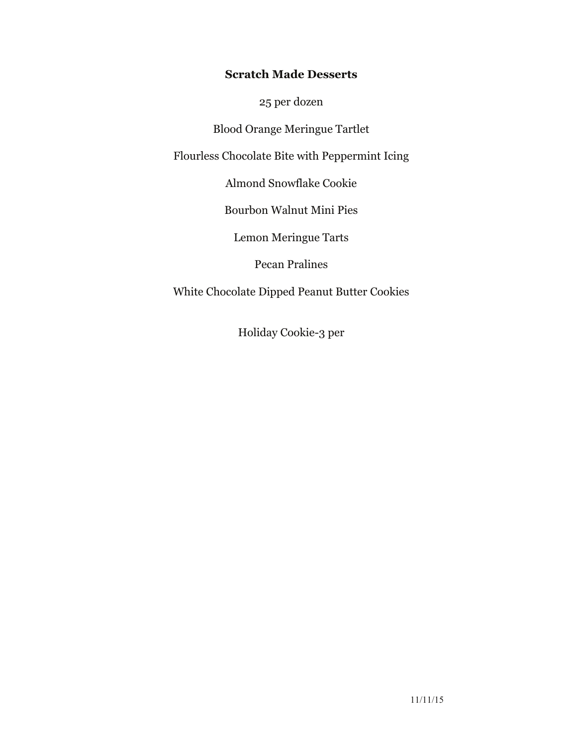**Scratch Made Desserts**

25 per dozen

Blood Orange Meringue Tartlet

Flourless Chocolate Bite with Peppermint Icing

Almond Snowflake Cookie

Bourbon Walnut Mini Pies

Lemon Meringue Tarts

Pecan Pralines

White Chocolate Dipped Peanut Butter Cookies

Holiday Cookie-3 per

11/11/15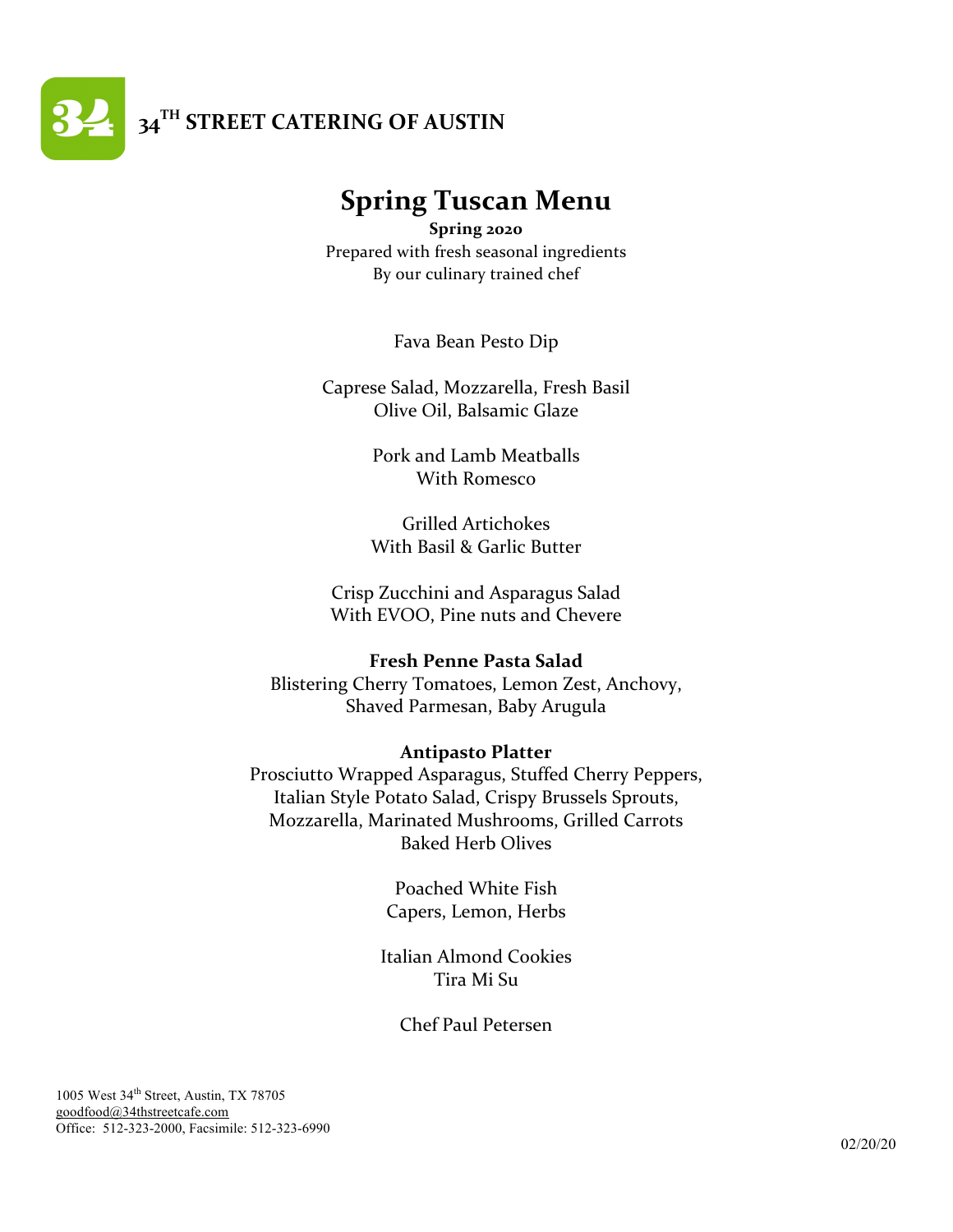34[TH] STREET CATERING OF AUSTIN

# Spring Tuscan Menu

**Spring 2020**

Prepared with fresh seasonal ingredients
By our culinary trained chef

Fava Bean Pesto Dip

Caprese Salad, Mozzarella, Fresh Basil
Olive Oil, Balsamic Glaze

Pork and Lamb Meatballs
With Romesco

Grilled Artichokes
With Basil & Garlic Butter

Crisp Zucchini and Asparagus Salad
With EVOO, Pine nuts and Chevere

**Fresh Penne Pasta Salad**
Blistering Cherry Tomatoes, Lemon Zest, Anchovy,
Shaved Parmesan, Baby Arugula

**Antipasto Platter**
Prosciutto Wrapped Asparagus, Stuffed Cherry Peppers,
Italian Style Potato Salad, Crispy Brussels Sprouts,
Mozzarella, Marinated Mushrooms, Grilled Carrots
Baked Herb Olives

Poached White Fish
Capers, Lemon, Herbs

Italian Almond Cookies
Tira Mi Su

Chef Paul Petersen

1005 West 34[th] Street, Austin, TX 78705
goodfood@34thstreetcafe.com
Office: 512-323-2000, Facsimile: 512-323-6990

02/20/20